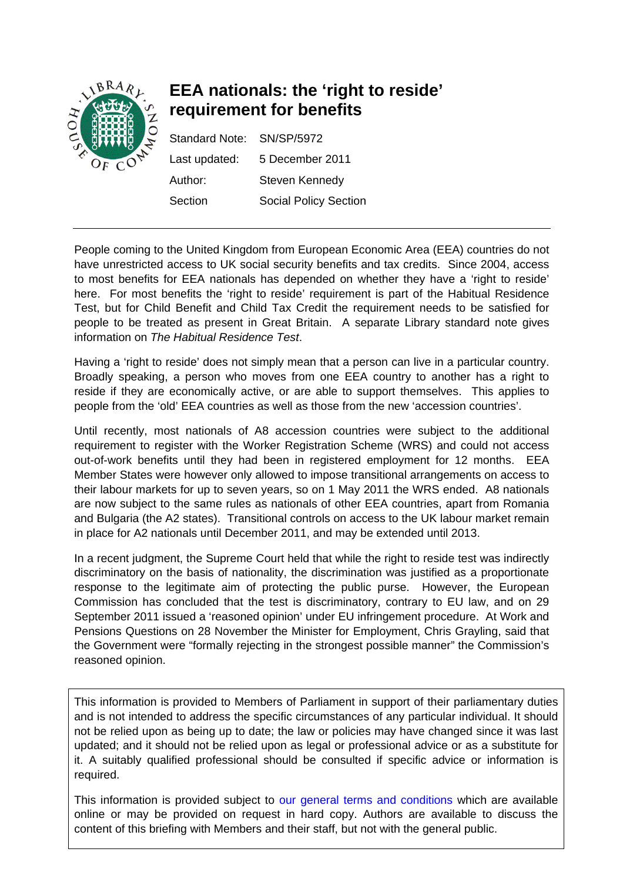# EEA nationals: the 'right to reside' requirement for benefits

Standard Note: SN/SP/5972

Last updated: 5 December 2011

Author: Steven Kennedy

Section: Social Policy Section

---

People coming to the United Kingdom from European Economic Area (EEA) countries do not have unrestricted access to UK social security benefits and tax credits. Since 2004, access to most benefits for EEA nationals has depended on whether they have a 'right to reside' here. For most benefits the 'right to reside' requirement is part of the Habitual Residence Test, but for Child Benefit and Child Tax Credit the requirement needs to be satisfied for people to be treated as present in Great Britain. A separate Library standard note gives information on *The Habitual Residence Test*.

Having a 'right to reside' does not simply mean that a person can live in a particular country. Broadly speaking, a person who moves from one EEA country to another has a right to reside if they are economically active, or are able to support themselves. This applies to people from the 'old' EEA countries as well as those from the new 'accession countries'.

Until recently, most nationals of A8 accession countries were subject to the additional requirement to register with the Worker Registration Scheme (WRS) and could not access out-of-work benefits until they had been in registered employment for 12 months. EEA Member States were however only allowed to impose transitional arrangements on access to their labour markets for up to seven years, so on 1 May 2011 the WRS ended. A8 nationals are now subject to the same rules as nationals of other EEA countries, apart from Romania and Bulgaria (the A2 states). Transitional controls on access to the UK labour market remain in place for A2 nationals until December 2011, and may be extended until 2013.

In a recent judgment, the Supreme Court held that while the right to reside test was indirectly discriminatory on the basis of nationality, the discrimination was justified as a proportionate response to the legitimate aim of protecting the public purse. However, the European Commission has concluded that the test is discriminatory, contrary to EU law, and on 29 September 2011 issued a 'reasoned opinion' under EU infringement procedure. At Work and Pensions Questions on 28 November the Minister for Employment, Chris Grayling, said that the Government were "formally rejecting in the strongest possible manner" the Commission's reasoned opinion.

---

This information is provided to Members of Parliament in support of their parliamentary duties and is not intended to address the specific circumstances of any particular individual. It should not be relied upon as being up to date; the law or policies may have changed since it was last updated; and it should not be relied upon as legal or professional advice or as a substitute for it. A suitably qualified professional should be consulted if specific advice or information is required.

This information is provided subject to our general terms and conditions which are available online or may be provided on request in hard copy. Authors are available to discuss the content of this briefing with Members and their staff, but not with the general public.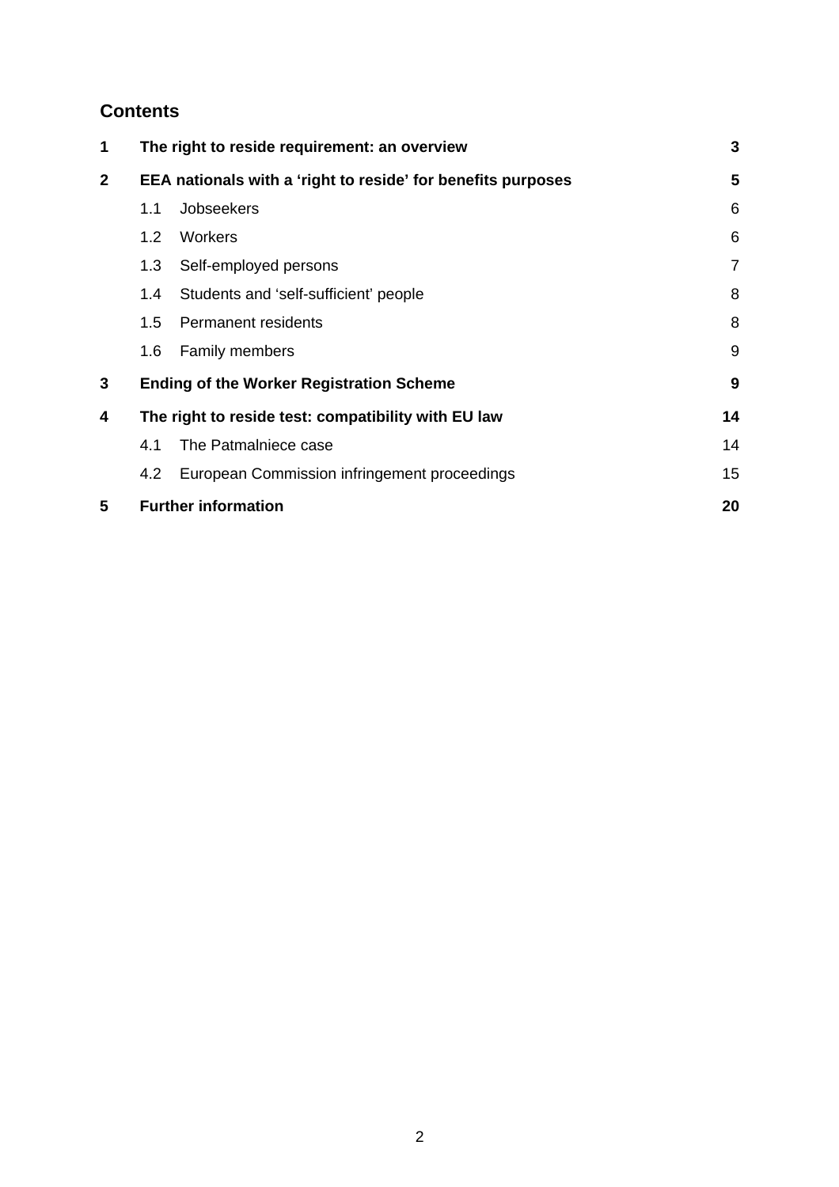## Contents

| | | | |
|---|---|---|---|
| **1** | **The right to reside requirement: an overview** | | **3** |
| **2** | **EEA nationals with a 'right to reside' for benefits purposes** | | **5** |
| | 1.1 | Jobseekers | 6 |
| | 1.2 | Workers | 6 |
| | 1.3 | Self-employed persons | 7 |
| | 1.4 | Students and 'self-sufficient' people | 8 |
| | 1.5 | Permanent residents | 8 |
| | 1.6 | Family members | 9 |
| **3** | **Ending of the Worker Registration Scheme** | | **9** |
| **4** | **The right to reside test: compatibility with EU law** | | **14** |
| | 4.1 | The Patmalniece case | 14 |
| | 4.2 | European Commission infringement proceedings | 15 |
| **5** | **Further information** | | **20** |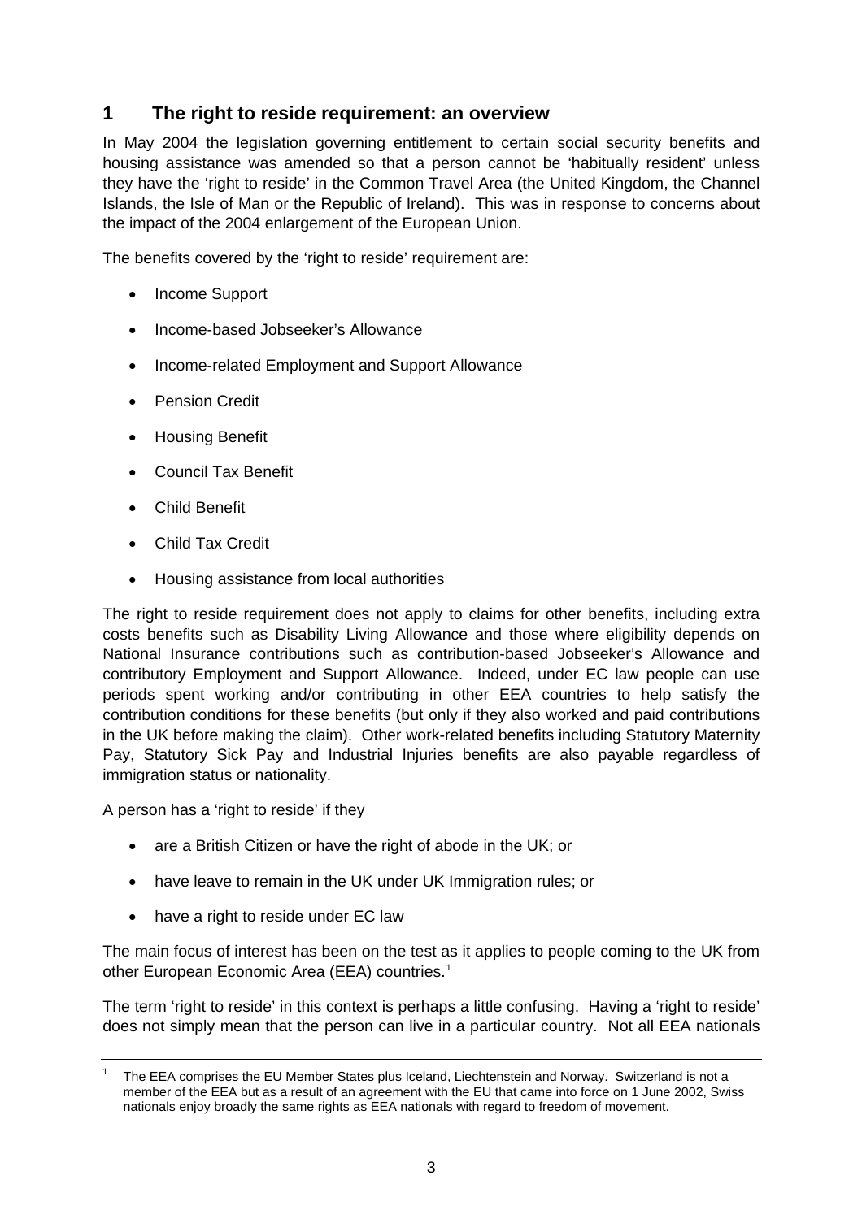## 1 The right to reside requirement: an overview

In May 2004 the legislation governing entitlement to certain social security benefits and housing assistance was amended so that a person cannot be 'habitually resident' unless they have the 'right to reside' in the Common Travel Area (the United Kingdom, the Channel Islands, the Isle of Man or the Republic of Ireland). This was in response to concerns about the impact of the 2004 enlargement of the European Union.

The benefits covered by the 'right to reside' requirement are:

- Income Support
- Income-based Jobseeker's Allowance
- Income-related Employment and Support Allowance
- Pension Credit
- Housing Benefit
- Council Tax Benefit
- Child Benefit
- Child Tax Credit
- Housing assistance from local authorities

The right to reside requirement does not apply to claims for other benefits, including extra costs benefits such as Disability Living Allowance and those where eligibility depends on National Insurance contributions such as contribution-based Jobseeker's Allowance and contributory Employment and Support Allowance. Indeed, under EC law people can use periods spent working and/or contributing in other EEA countries to help satisfy the contribution conditions for these benefits (but only if they also worked and paid contributions in the UK before making the claim). Other work-related benefits including Statutory Maternity Pay, Statutory Sick Pay and Industrial Injuries benefits are also payable regardless of immigration status or nationality.

A person has a 'right to reside' if they

- are a British Citizen or have the right of abode in the UK; or
- have leave to remain in the UK under UK Immigration rules; or
- have a right to reside under EC law

The main focus of interest has been on the test as it applies to people coming to the UK from other European Economic Area (EEA) countries.[1]

The term 'right to reside' in this context is perhaps a little confusing. Having a 'right to reside' does not simply mean that the person can live in a particular country. Not all EEA nationals

---

[1] The EEA comprises the EU Member States plus Iceland, Liechtenstein and Norway. Switzerland is not a member of the EEA but as a result of an agreement with the EU that came into force on 1 June 2002, Swiss nationals enjoy broadly the same rights as EEA nationals with regard to freedom of movement.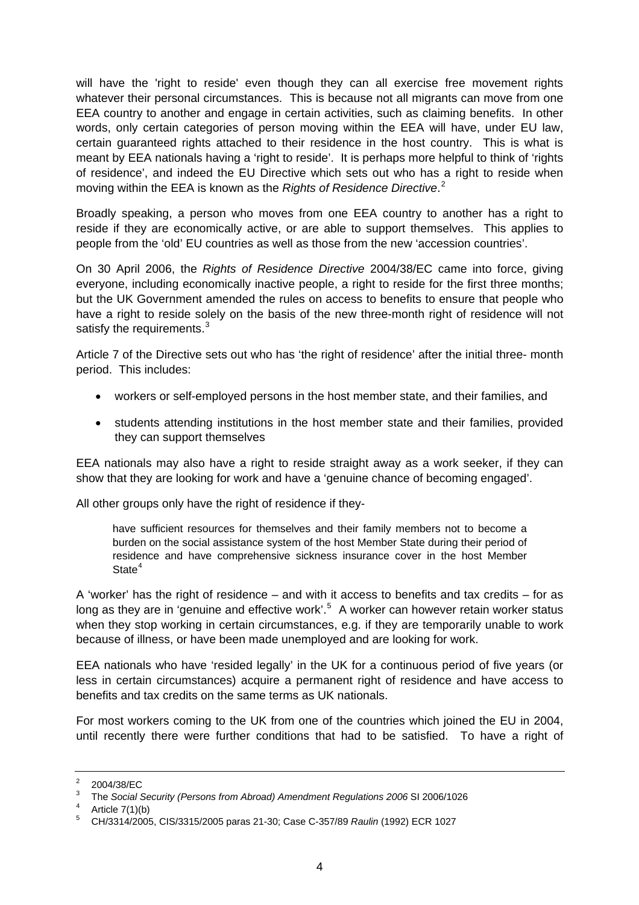will have the 'right to reside' even though they can all exercise free movement rights whatever their personal circumstances. This is because not all migrants can move from one EEA country to another and engage in certain activities, such as claiming benefits. In other words, only certain categories of person moving within the EEA will have, under EU law, certain guaranteed rights attached to their residence in the host country. This is what is meant by EEA nationals having a 'right to reside'. It is perhaps more helpful to think of 'rights of residence', and indeed the EU Directive which sets out who has a right to reside when moving within the EEA is known as the *Rights of Residence Directive*.[2]

Broadly speaking, a person who moves from one EEA country to another has a right to reside if they are economically active, or are able to support themselves. This applies to people from the 'old' EU countries as well as those from the new 'accession countries'.

On 30 April 2006, the *Rights of Residence Directive* 2004/38/EC came into force, giving everyone, including economically inactive people, a right to reside for the first three months; but the UK Government amended the rules on access to benefits to ensure that people who have a right to reside solely on the basis of the new three-month right of residence will not satisfy the requirements.[3]

Article 7 of the Directive sets out who has 'the right of residence' after the initial three- month period. This includes:

- workers or self-employed persons in the host member state, and their families, and
- students attending institutions in the host member state and their families, provided they can support themselves

EEA nationals may also have a right to reside straight away as a work seeker, if they can show that they are looking for work and have a 'genuine chance of becoming engaged'.

All other groups only have the right of residence if they-

> have sufficient resources for themselves and their family members not to become a burden on the social assistance system of the host Member State during their period of residence and have comprehensive sickness insurance cover in the host Member State[4]

A 'worker' has the right of residence – and with it access to benefits and tax credits – for as long as they are in 'genuine and effective work'.[5] A worker can however retain worker status when they stop working in certain circumstances, e.g. if they are temporarily unable to work because of illness, or have been made unemployed and are looking for work.

EEA nationals who have 'resided legally' in the UK for a continuous period of five years (or less in certain circumstances) acquire a permanent right of residence and have access to benefits and tax credits on the same terms as UK nationals.

For most workers coming to the UK from one of the countries which joined the EU in 2004, until recently there were further conditions that had to be satisfied. To have a right of

---

[2] 2004/38/EC

[3] The *Social Security (Persons from Abroad) Amendment Regulations 2006* SI 2006/1026

[4] Article 7(1)(b)

[5] CH/3314/2005, CIS/3315/2005 paras 21-30; Case C-357/89 *Raulin* (1992) ECR 1027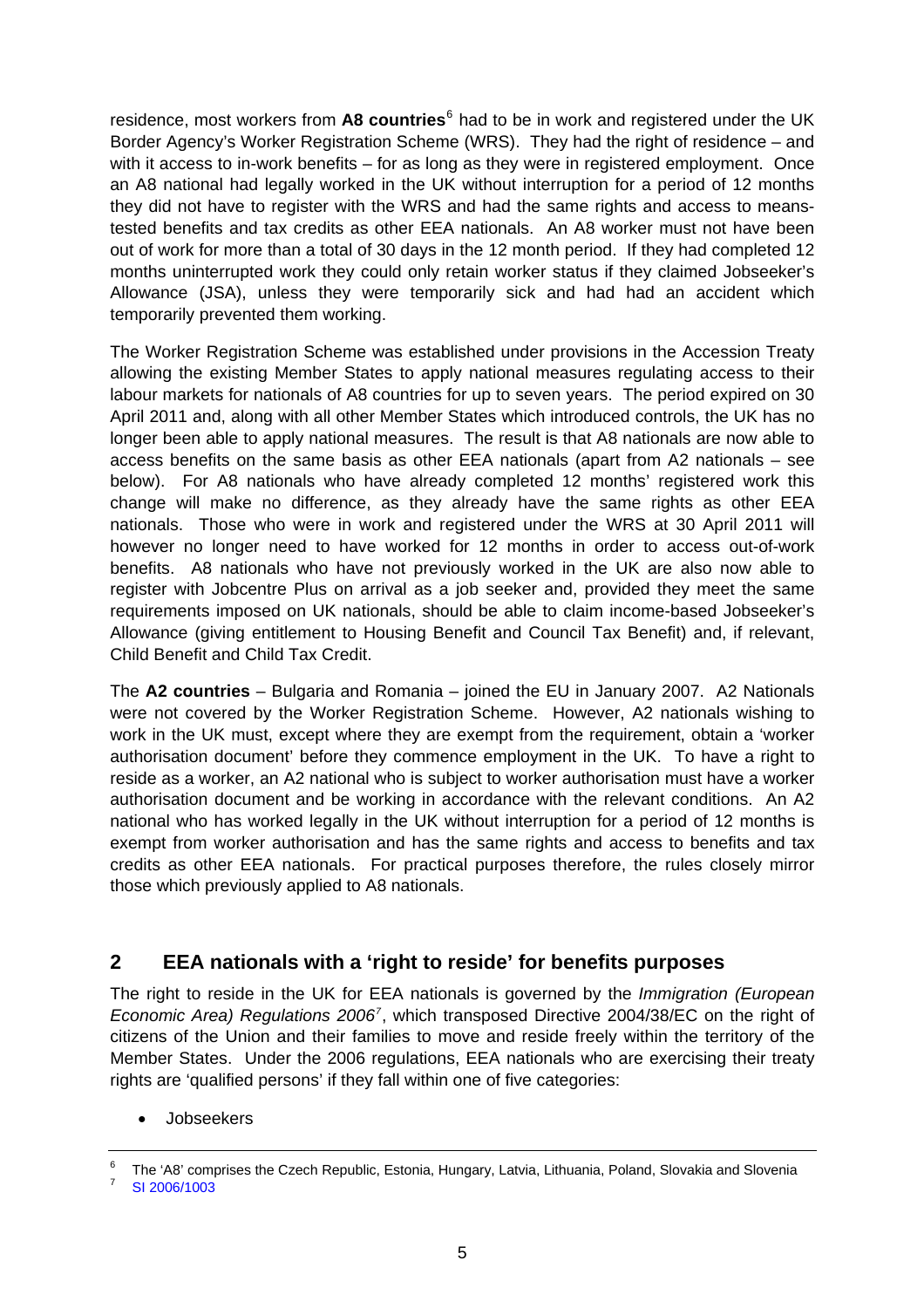residence, most workers from **A8 countries**[6] had to be in work and registered under the UK Border Agency's Worker Registration Scheme (WRS). They had the right of residence – and with it access to in-work benefits – for as long as they were in registered employment. Once an A8 national had legally worked in the UK without interruption for a period of 12 months they did not have to register with the WRS and had the same rights and access to means-tested benefits and tax credits as other EEA nationals. An A8 worker must not have been out of work for more than a total of 30 days in the 12 month period. If they had completed 12 months uninterrupted work they could only retain worker status if they claimed Jobseeker's Allowance (JSA), unless they were temporarily sick and had had an accident which temporarily prevented them working.

The Worker Registration Scheme was established under provisions in the Accession Treaty allowing the existing Member States to apply national measures regulating access to their labour markets for nationals of A8 countries for up to seven years. The period expired on 30 April 2011 and, along with all other Member States which introduced controls, the UK has no longer been able to apply national measures. The result is that A8 nationals are now able to access benefits on the same basis as other EEA nationals (apart from A2 nationals – see below). For A8 nationals who have already completed 12 months' registered work this change will make no difference, as they already have the same rights as other EEA nationals. Those who were in work and registered under the WRS at 30 April 2011 will however no longer need to have worked for 12 months in order to access out-of-work benefits. A8 nationals who have not previously worked in the UK are also now able to register with Jobcentre Plus on arrival as a job seeker and, provided they meet the same requirements imposed on UK nationals, should be able to claim income-based Jobseeker's Allowance (giving entitlement to Housing Benefit and Council Tax Benefit) and, if relevant, Child Benefit and Child Tax Credit.

The **A2 countries** – Bulgaria and Romania – joined the EU in January 2007. A2 Nationals were not covered by the Worker Registration Scheme. However, A2 nationals wishing to work in the UK must, except where they are exempt from the requirement, obtain a 'worker authorisation document' before they commence employment in the UK. To have a right to reside as a worker, an A2 national who is subject to worker authorisation must have a worker authorisation document and be working in accordance with the relevant conditions. An A2 national who has worked legally in the UK without interruption for a period of 12 months is exempt from worker authorisation and has the same rights and access to benefits and tax credits as other EEA nationals. For practical purposes therefore, the rules closely mirror those which previously applied to A8 nationals.

## 2 EEA nationals with a 'right to reside' for benefits purposes

The right to reside in the UK for EEA nationals is governed by the *Immigration (European Economic Area) Regulations 2006*[7], which transposed Directive 2004/38/EC on the right of citizens of the Union and their families to move and reside freely within the territory of the Member States. Under the 2006 regulations, EEA nationals who are exercising their treaty rights are 'qualified persons' if they fall within one of five categories:

- Jobseekers

---

[6] The 'A8' comprises the Czech Republic, Estonia, Hungary, Latvia, Lithuania, Poland, Slovakia and Slovenia

[7] SI 2006/1003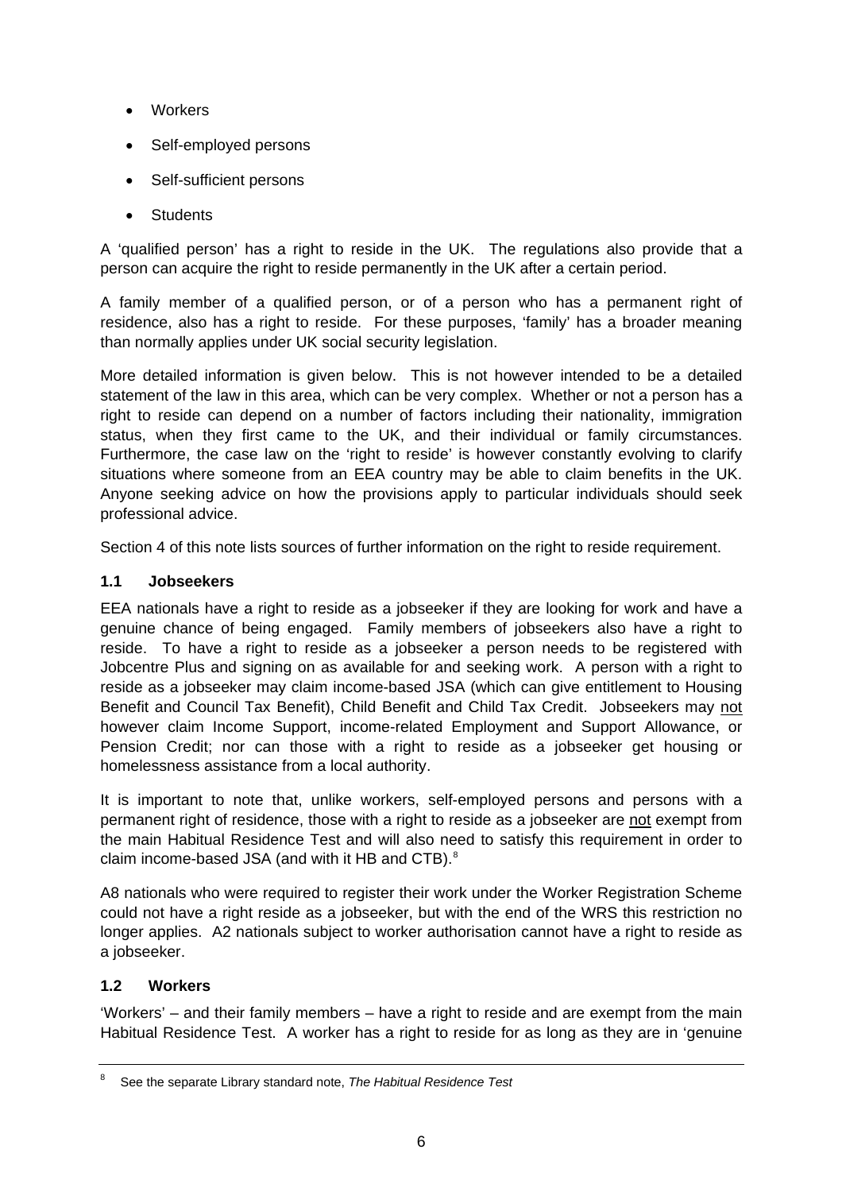- Workers
- Self-employed persons
- Self-sufficient persons
- Students

A 'qualified person' has a right to reside in the UK. The regulations also provide that a person can acquire the right to reside permanently in the UK after a certain period.

A family member of a qualified person, or of a person who has a permanent right of residence, also has a right to reside. For these purposes, 'family' has a broader meaning than normally applies under UK social security legislation.

More detailed information is given below. This is not however intended to be a detailed statement of the law in this area, which can be very complex. Whether or not a person has a right to reside can depend on a number of factors including their nationality, immigration status, when they first came to the UK, and their individual or family circumstances. Furthermore, the case law on the 'right to reside' is however constantly evolving to clarify situations where someone from an EEA country may be able to claim benefits in the UK. Anyone seeking advice on how the provisions apply to particular individuals should seek professional advice.

Section 4 of this note lists sources of further information on the right to reside requirement.

### 1.1 Jobseekers

EEA nationals have a right to reside as a jobseeker if they are looking for work and have a genuine chance of being engaged. Family members of jobseekers also have a right to reside. To have a right to reside as a jobseeker a person needs to be registered with Jobcentre Plus and signing on as available for and seeking work. A person with a right to reside as a jobseeker may claim income-based JSA (which can give entitlement to Housing Benefit and Council Tax Benefit), Child Benefit and Child Tax Credit. Jobseekers may <u>not</u> however claim Income Support, income-related Employment and Support Allowance, or Pension Credit; nor can those with a right to reside as a jobseeker get housing or homelessness assistance from a local authority.

It is important to note that, unlike workers, self-employed persons and persons with a permanent right of residence, those with a right to reside as a jobseeker are <u>not</u> exempt from the main Habitual Residence Test and will also need to satisfy this requirement in order to claim income-based JSA (and with it HB and CTB).[8]

A8 nationals who were required to register their work under the Worker Registration Scheme could not have a right reside as a jobseeker, but with the end of the WRS this restriction no longer applies. A2 nationals subject to worker authorisation cannot have a right to reside as a jobseeker.

### 1.2 Workers

'Workers' – and their family members – have a right to reside and are exempt from the main Habitual Residence Test. A worker has a right to reside for as long as they are in 'genuine

---

[8] See the separate Library standard note, *The Habitual Residence Test*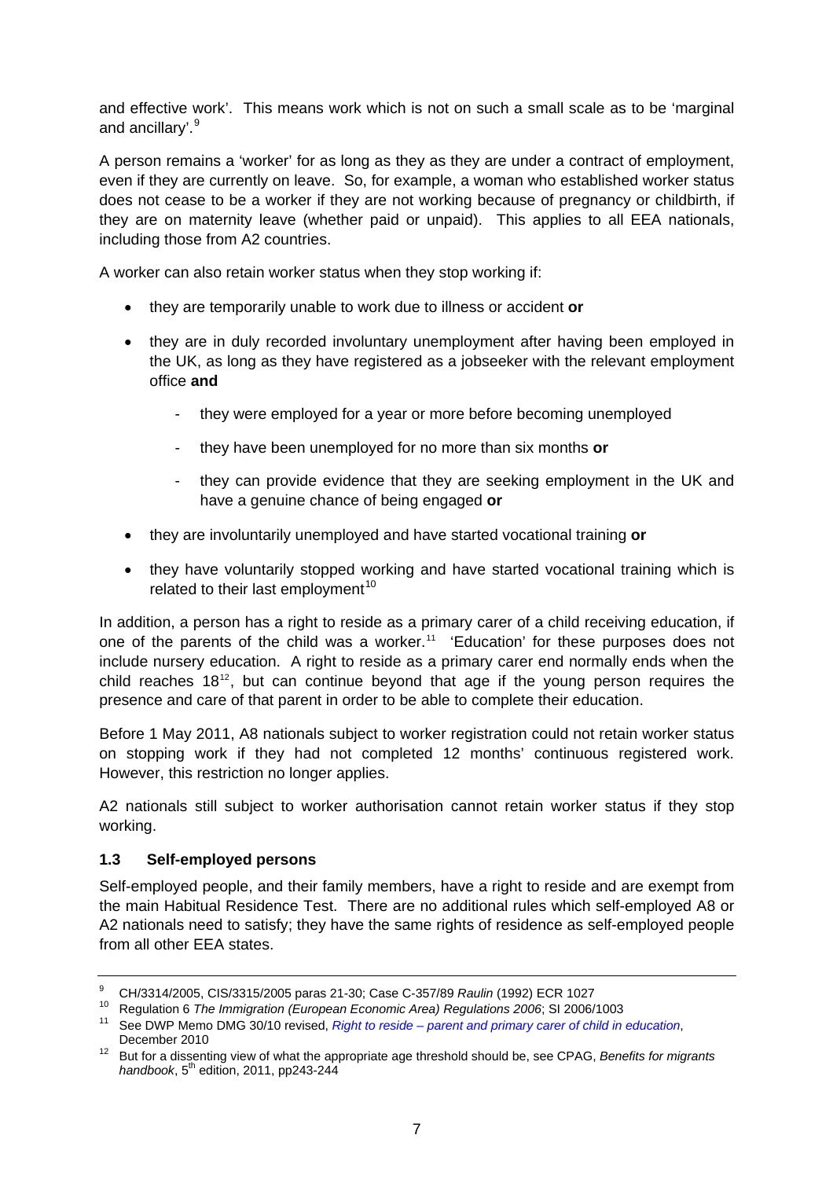and effective work'. This means work which is not on such a small scale as to be 'marginal and ancillary'.[9]

A person remains a 'worker' for as long as they as they are under a contract of employment, even if they are currently on leave. So, for example, a woman who established worker status does not cease to be a worker if they are not working because of pregnancy or childbirth, if they are on maternity leave (whether paid or unpaid). This applies to all EEA nationals, including those from A2 countries.

A worker can also retain worker status when they stop working if:

- they are temporarily unable to work due to illness or accident **or**
- they are in duly recorded involuntary unemployment after having been employed in the UK, as long as they have registered as a jobseeker with the relevant employment office **and**
  - they were employed for a year or more before becoming unemployed
  - they have been unemployed for no more than six months **or**
  - they can provide evidence that they are seeking employment in the UK and have a genuine chance of being engaged **or**
- they are involuntarily unemployed and have started vocational training **or**
- they have voluntarily stopped working and have started vocational training which is related to their last employment[10]

In addition, a person has a right to reside as a primary carer of a child receiving education, if one of the parents of the child was a worker.[11] 'Education' for these purposes does not include nursery education. A right to reside as a primary carer end normally ends when the child reaches 18[12], but can continue beyond that age if the young person requires the presence and care of that parent in order to be able to complete their education.

Before 1 May 2011, A8 nationals subject to worker registration could not retain worker status on stopping work if they had not completed 12 months' continuous registered work. However, this restriction no longer applies.

A2 nationals still subject to worker authorisation cannot retain worker status if they stop working.

### 1.3 Self-employed persons

Self-employed people, and their family members, have a right to reside and are exempt from the main Habitual Residence Test. There are no additional rules which self-employed A8 or A2 nationals need to satisfy; they have the same rights of residence as self-employed people from all other EEA states.

---

[9] CH/3314/2005, CIS/3315/2005 paras 21-30; Case C-357/89 *Raulin* (1992) ECR 1027

[10] Regulation 6 *The Immigration (European Economic Area) Regulations 2006*; SI 2006/1003

[11] See DWP Memo DMG 30/10 revised, *Right to reside – parent and primary carer of child in education*, December 2010

[12] But for a dissenting view of what the appropriate age threshold should be, see CPAG, *Benefits for migrants handbook*, 5th edition, 2011, pp243-244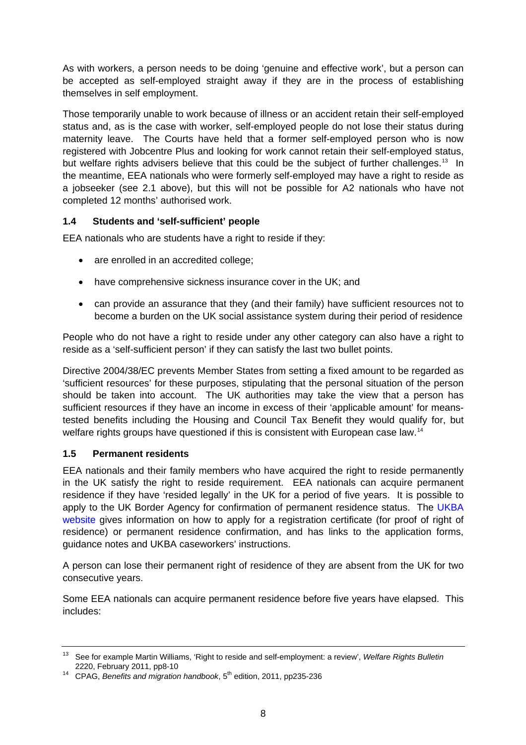As with workers, a person needs to be doing 'genuine and effective work', but a person can be accepted as self-employed straight away if they are in the process of establishing themselves in self employment.

Those temporarily unable to work because of illness or an accident retain their self-employed status and, as is the case with worker, self-employed people do not lose their status during maternity leave. The Courts have held that a former self-employed person who is now registered with Jobcentre Plus and looking for work cannot retain their self-employed status, but welfare rights advisers believe that this could be the subject of further challenges.[13] In the meantime, EEA nationals who were formerly self-employed may have a right to reside as a jobseeker (see 2.1 above), but this will not be possible for A2 nationals who have not completed 12 months' authorised work.

### 1.4 Students and 'self-sufficient' people

EEA nationals who are students have a right to reside if they:

- are enrolled in an accredited college;
- have comprehensive sickness insurance cover in the UK; and
- can provide an assurance that they (and their family) have sufficient resources not to become a burden on the UK social assistance system during their period of residence

People who do not have a right to reside under any other category can also have a right to reside as a 'self-sufficient person' if they can satisfy the last two bullet points.

Directive 2004/38/EC prevents Member States from setting a fixed amount to be regarded as 'sufficient resources' for these purposes, stipulating that the personal situation of the person should be taken into account. The UK authorities may take the view that a person has sufficient resources if they have an income in excess of their 'applicable amount' for means-tested benefits including the Housing and Council Tax Benefit they would qualify for, but welfare rights groups have questioned if this is consistent with European case law.[14]

### 1.5 Permanent residents

EEA nationals and their family members who have acquired the right to reside permanently in the UK satisfy the right to reside requirement. EEA nationals can acquire permanent residence if they have 'resided legally' in the UK for a period of five years. It is possible to apply to the UK Border Agency for confirmation of permanent residence status. The UKBA website gives information on how to apply for a registration certificate (for proof of right of residence) or permanent residence confirmation, and has links to the application forms, guidance notes and UKBA caseworkers' instructions.

A person can lose their permanent right of residence of they are absent from the UK for two consecutive years.

Some EEA nationals can acquire permanent residence before five years have elapsed. This includes:

---

[13] See for example Martin Williams, 'Right to reside and self-employment: a review', *Welfare Rights Bulletin* 2220, February 2011, pp8-10

[14] CPAG, *Benefits and migration handbook*, 5th edition, 2011, pp235-236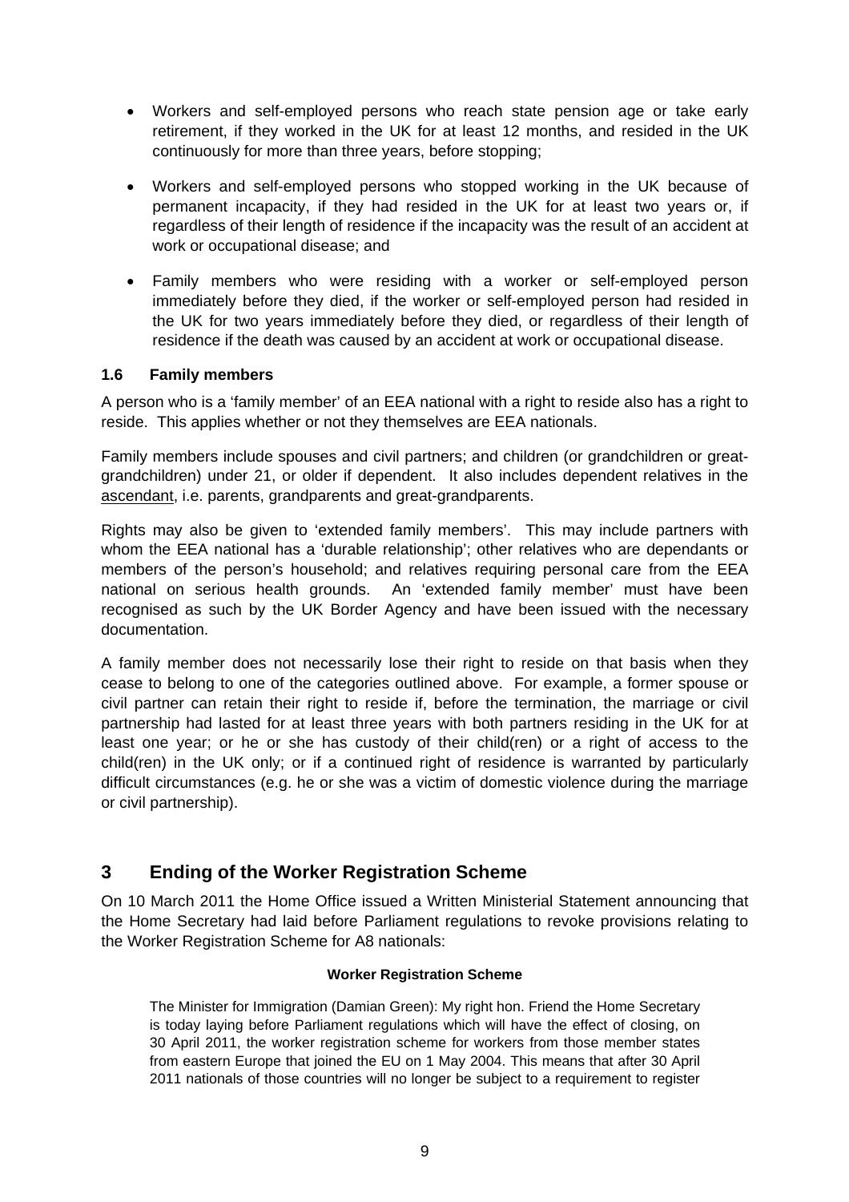- Workers and self-employed persons who reach state pension age or take early retirement, if they worked in the UK for at least 12 months, and resided in the UK continuously for more than three years, before stopping;

- Workers and self-employed persons who stopped working in the UK because of permanent incapacity, if they had resided in the UK for at least two years or, if regardless of their length of residence if the incapacity was the result of an accident at work or occupational disease; and

- Family members who were residing with a worker or self-employed person immediately before they died, if the worker or self-employed person had resided in the UK for two years immediately before they died, or regardless of their length of residence if the death was caused by an accident at work or occupational disease.

### 1.6 Family members

A person who is a 'family member' of an EEA national with a right to reside also has a right to reside. This applies whether or not they themselves are EEA nationals.

Family members include spouses and civil partners; and children (or grandchildren or great-grandchildren) under 21, or older if dependent. It also includes dependent relatives in the ascendant, i.e. parents, grandparents and great-grandparents.

Rights may also be given to 'extended family members'. This may include partners with whom the EEA national has a 'durable relationship'; other relatives who are dependants or members of the person's household; and relatives requiring personal care from the EEA national on serious health grounds. An 'extended family member' must have been recognised as such by the UK Border Agency and have been issued with the necessary documentation.

A family member does not necessarily lose their right to reside on that basis when they cease to belong to one of the categories outlined above. For example, a former spouse or civil partner can retain their right to reside if, before the termination, the marriage or civil partnership had lasted for at least three years with both partners residing in the UK for at least one year; or he or she has custody of their child(ren) or a right of access to the child(ren) in the UK only; or if a continued right of residence is warranted by particularly difficult circumstances (e.g. he or she was a victim of domestic violence during the marriage or civil partnership).

## 3 Ending of the Worker Registration Scheme

On 10 March 2011 the Home Office issued a Written Ministerial Statement announcing that the Home Secretary had laid before Parliament regulations to revoke provisions relating to the Worker Registration Scheme for A8 nationals:

> **Worker Registration Scheme**
>
> The Minister for Immigration (Damian Green): My right hon. Friend the Home Secretary is today laying before Parliament regulations which will have the effect of closing, on 30 April 2011, the worker registration scheme for workers from those member states from eastern Europe that joined the EU on 1 May 2004. This means that after 30 April 2011 nationals of those countries will no longer be subject to a requirement to register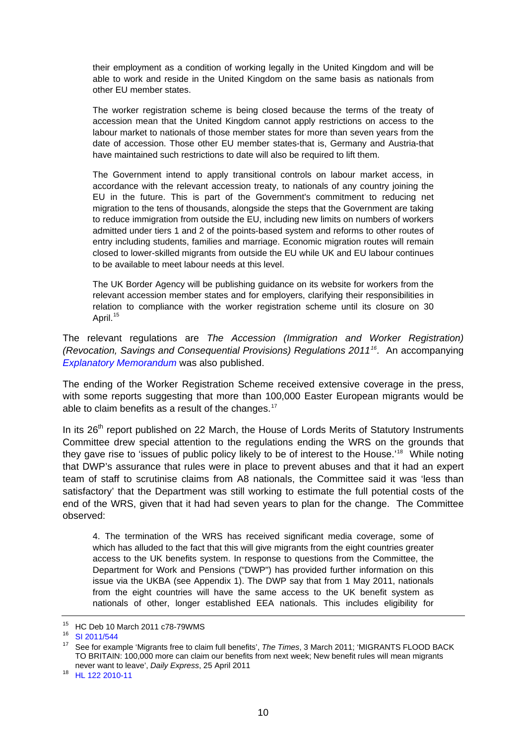> their employment as a condition of working legally in the United Kingdom and will be able to work and reside in the United Kingdom on the same basis as nationals from other EU member states.
>
> The worker registration scheme is being closed because the terms of the treaty of accession mean that the United Kingdom cannot apply restrictions on access to the labour market to nationals of those member states for more than seven years from the date of accession. Those other EU member states-that is, Germany and Austria-that have maintained such restrictions to date will also be required to lift them.
>
> The Government intend to apply transitional controls on labour market access, in accordance with the relevant accession treaty, to nationals of any country joining the EU in the future. This is part of the Government's commitment to reducing net migration to the tens of thousands, alongside the steps that the Government are taking to reduce immigration from outside the EU, including new limits on numbers of workers admitted under tiers 1 and 2 of the points-based system and reforms to other routes of entry including students, families and marriage. Economic migration routes will remain closed to lower-skilled migrants from outside the EU while UK and EU labour continues to be available to meet labour needs at this level.
>
> The UK Border Agency will be publishing guidance on its website for workers from the relevant accession member states and for employers, clarifying their responsibilities in relation to compliance with the worker registration scheme until its closure on 30 April.[15]

The relevant regulations are *The Accession (Immigration and Worker Registration) (Revocation, Savings and Consequential Provisions) Regulations 2011*[16]. An accompanying *Explanatory Memorandum* was also published.

The ending of the Worker Registration Scheme received extensive coverage in the press, with some reports suggesting that more than 100,000 Easter European migrants would be able to claim benefits as a result of the changes.[17]

In its 26th report published on 22 March, the House of Lords Merits of Statutory Instruments Committee drew special attention to the regulations ending the WRS on the grounds that they gave rise to 'issues of public policy likely to be of interest to the House.'[18] While noting that DWP's assurance that rules were in place to prevent abuses and that it had an expert team of staff to scrutinise claims from A8 nationals, the Committee said it was 'less than satisfactory' that the Department was still working to estimate the full potential costs of the end of the WRS, given that it had had seven years to plan for the change. The Committee observed:

> 4. The termination of the WRS has received significant media coverage, some of which has alluded to the fact that this will give migrants from the eight countries greater access to the UK benefits system. In response to questions from the Committee, the Department for Work and Pensions ("DWP") has provided further information on this issue via the UKBA (see Appendix 1). The DWP say that from 1 May 2011, nationals from the eight countries will have the same access to the UK benefit system as nationals of other, longer established EEA nationals. This includes eligibility for

---

[15] HC Deb 10 March 2011 c78-79WMS

[16] SI 2011/544

[17] See for example 'Migrants free to claim full benefits', *The Times*, 3 March 2011; 'MIGRANTS FLOOD BACK TO BRITAIN: 100,000 more can claim our benefits from next week; New benefit rules will mean migrants never want to leave', *Daily Express*, 25 April 2011

[18] HL 122 2010-11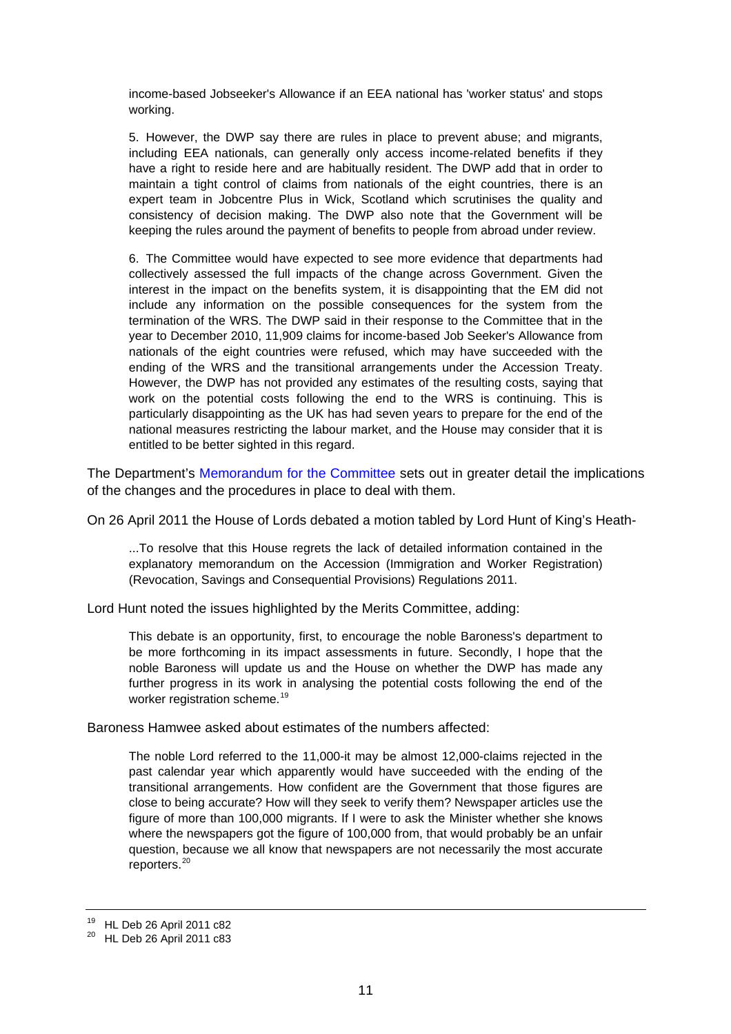income-based Jobseeker's Allowance if an EEA national has 'worker status' and stops working.

5. However, the DWP say there are rules in place to prevent abuse; and migrants, including EEA nationals, can generally only access income-related benefits if they have a right to reside here and are habitually resident. The DWP add that in order to maintain a tight control of claims from nationals of the eight countries, there is an expert team in Jobcentre Plus in Wick, Scotland which scrutinises the quality and consistency of decision making. The DWP also note that the Government will be keeping the rules around the payment of benefits to people from abroad under review.

6. The Committee would have expected to see more evidence that departments had collectively assessed the full impacts of the change across Government. Given the interest in the impact on the benefits system, it is disappointing that the EM did not include any information on the possible consequences for the system from the termination of the WRS. The DWP said in their response to the Committee that in the year to December 2010, 11,909 claims for income-based Job Seeker's Allowance from nationals of the eight countries were refused, which may have succeeded with the ending of the WRS and the transitional arrangements under the Accession Treaty. However, the DWP has not provided any estimates of the resulting costs, saying that work on the potential costs following the end to the WRS is continuing. This is particularly disappointing as the UK has had seven years to prepare for the end of the national measures restricting the labour market, and the House may consider that it is entitled to be better sighted in this regard.

The Department's Memorandum for the Committee sets out in greater detail the implications of the changes and the procedures in place to deal with them.

On 26 April 2011 the House of Lords debated a motion tabled by Lord Hunt of King's Heath-

> ...To resolve that this House regrets the lack of detailed information contained in the explanatory memorandum on the Accession (Immigration and Worker Registration) (Revocation, Savings and Consequential Provisions) Regulations 2011.

Lord Hunt noted the issues highlighted by the Merits Committee, adding:

> This debate is an opportunity, first, to encourage the noble Baroness's department to be more forthcoming in its impact assessments in future. Secondly, I hope that the noble Baroness will update us and the House on whether the DWP has made any further progress in its work in analysing the potential costs following the end of the worker registration scheme.[19]

Baroness Hamwee asked about estimates of the numbers affected:

> The noble Lord referred to the 11,000-it may be almost 12,000-claims rejected in the past calendar year which apparently would have succeeded with the ending of the transitional arrangements. How confident are the Government that those figures are close to being accurate? How will they seek to verify them? Newspaper articles use the figure of more than 100,000 migrants. If I were to ask the Minister whether she knows where the newspapers got the figure of 100,000 from, that would probably be an unfair question, because we all know that newspapers are not necessarily the most accurate reporters.[20]

---

[19] HL Deb 26 April 2011 c82

[20] HL Deb 26 April 2011 c83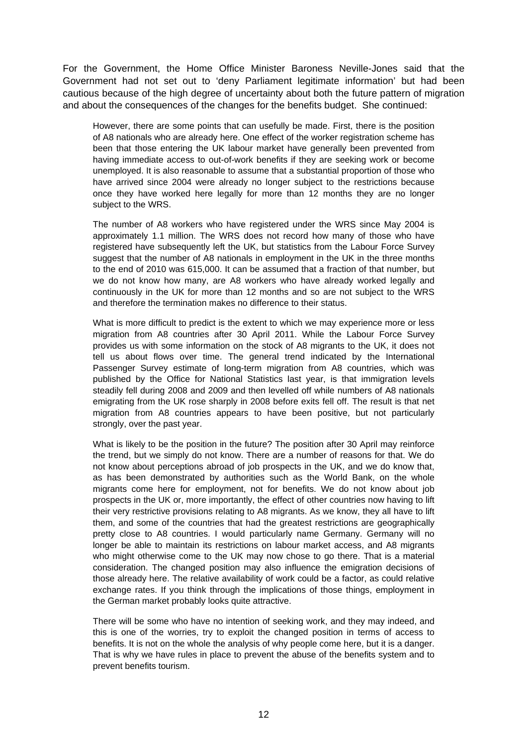For the Government, the Home Office Minister Baroness Neville-Jones said that the Government had not set out to 'deny Parliament legitimate information' but had been cautious because of the high degree of uncertainty about both the future pattern of migration and about the consequences of the changes for the benefits budget. She continued:

> However, there are some points that can usefully be made. First, there is the position of A8 nationals who are already here. One effect of the worker registration scheme has been that those entering the UK labour market have generally been prevented from having immediate access to out-of-work benefits if they are seeking work or become unemployed. It is also reasonable to assume that a substantial proportion of those who have arrived since 2004 were already no longer subject to the restrictions because once they have worked here legally for more than 12 months they are no longer subject to the WRS.
>
> The number of A8 workers who have registered under the WRS since May 2004 is approximately 1.1 million. The WRS does not record how many of those who have registered have subsequently left the UK, but statistics from the Labour Force Survey suggest that the number of A8 nationals in employment in the UK in the three months to the end of 2010 was 615,000. It can be assumed that a fraction of that number, but we do not know how many, are A8 workers who have already worked legally and continuously in the UK for more than 12 months and so are not subject to the WRS and therefore the termination makes no difference to their status.
>
> What is more difficult to predict is the extent to which we may experience more or less migration from A8 countries after 30 April 2011. While the Labour Force Survey provides us with some information on the stock of A8 migrants to the UK, it does not tell us about flows over time. The general trend indicated by the International Passenger Survey estimate of long-term migration from A8 countries, which was published by the Office for National Statistics last year, is that immigration levels steadily fell during 2008 and 2009 and then levelled off while numbers of A8 nationals emigrating from the UK rose sharply in 2008 before exits fell off. The result is that net migration from A8 countries appears to have been positive, but not particularly strongly, over the past year.
>
> What is likely to be the position in the future? The position after 30 April may reinforce the trend, but we simply do not know. There are a number of reasons for that. We do not know about perceptions abroad of job prospects in the UK, and we do know that, as has been demonstrated by authorities such as the World Bank, on the whole migrants come here for employment, not for benefits. We do not know about job prospects in the UK or, more importantly, the effect of other countries now having to lift their very restrictive provisions relating to A8 migrants. As we know, they all have to lift them, and some of the countries that had the greatest restrictions are geographically pretty close to A8 countries. I would particularly name Germany. Germany will no longer be able to maintain its restrictions on labour market access, and A8 migrants who might otherwise come to the UK may now chose to go there. That is a material consideration. The changed position may also influence the emigration decisions of those already here. The relative availability of work could be a factor, as could relative exchange rates. If you think through the implications of those things, employment in the German market probably looks quite attractive.
>
> There will be some who have no intention of seeking work, and they may indeed, and this is one of the worries, try to exploit the changed position in terms of access to benefits. It is not on the whole the analysis of why people come here, but it is a danger. That is why we have rules in place to prevent the abuse of the benefits system and to prevent benefits tourism.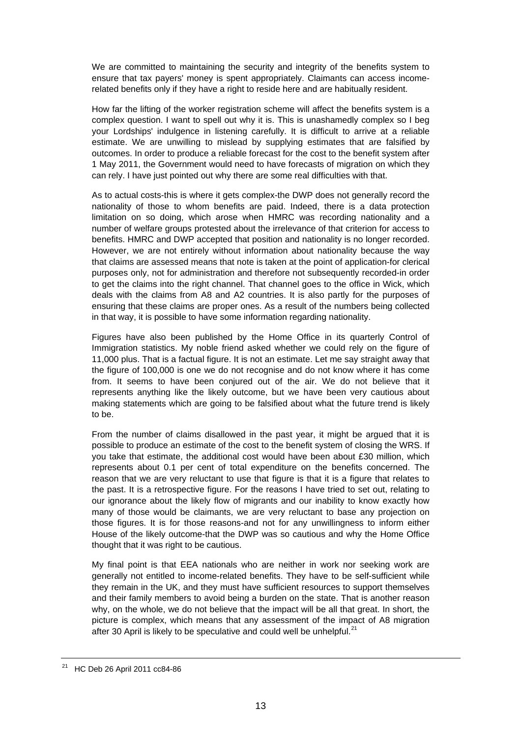We are committed to maintaining the security and integrity of the benefits system to ensure that tax payers' money is spent appropriately. Claimants can access income-related benefits only if they have a right to reside here and are habitually resident.

How far the lifting of the worker registration scheme will affect the benefits system is a complex question. I want to spell out why it is. This is unashamedly complex so I beg your Lordships' indulgence in listening carefully. It is difficult to arrive at a reliable estimate. We are unwilling to mislead by supplying estimates that are falsified by outcomes. In order to produce a reliable forecast for the cost to the benefit system after 1 May 2011, the Government would need to have forecasts of migration on which they can rely. I have just pointed out why there are some real difficulties with that.

As to actual costs-this is where it gets complex-the DWP does not generally record the nationality of those to whom benefits are paid. Indeed, there is a data protection limitation on so doing, which arose when HMRC was recording nationality and a number of welfare groups protested about the irrelevance of that criterion for access to benefits. HMRC and DWP accepted that position and nationality is no longer recorded. However, we are not entirely without information about nationality because the way that claims are assessed means that note is taken at the point of application-for clerical purposes only, not for administration and therefore not subsequently recorded-in order to get the claims into the right channel. That channel goes to the office in Wick, which deals with the claims from A8 and A2 countries. It is also partly for the purposes of ensuring that these claims are proper ones. As a result of the numbers being collected in that way, it is possible to have some information regarding nationality.

Figures have also been published by the Home Office in its quarterly Control of Immigration statistics. My noble friend asked whether we could rely on the figure of 11,000 plus. That is a factual figure. It is not an estimate. Let me say straight away that the figure of 100,000 is one we do not recognise and do not know where it has come from. It seems to have been conjured out of the air. We do not believe that it represents anything like the likely outcome, but we have been very cautious about making statements which are going to be falsified about what the future trend is likely to be.

From the number of claims disallowed in the past year, it might be argued that it is possible to produce an estimate of the cost to the benefit system of closing the WRS. If you take that estimate, the additional cost would have been about £30 million, which represents about 0.1 per cent of total expenditure on the benefits concerned. The reason that we are very reluctant to use that figure is that it is a figure that relates to the past. It is a retrospective figure. For the reasons I have tried to set out, relating to our ignorance about the likely flow of migrants and our inability to know exactly how many of those would be claimants, we are very reluctant to base any projection on those figures. It is for those reasons-and not for any unwillingness to inform either House of the likely outcome-that the DWP was so cautious and why the Home Office thought that it was right to be cautious.

My final point is that EEA nationals who are neither in work nor seeking work are generally not entitled to income-related benefits. They have to be self-sufficient while they remain in the UK, and they must have sufficient resources to support themselves and their family members to avoid being a burden on the state. That is another reason why, on the whole, we do not believe that the impact will be all that great. In short, the picture is complex, which means that any assessment of the impact of A8 migration after 30 April is likely to be speculative and could well be unhelpful.[21]

---

[21] HC Deb 26 April 2011 cc84-86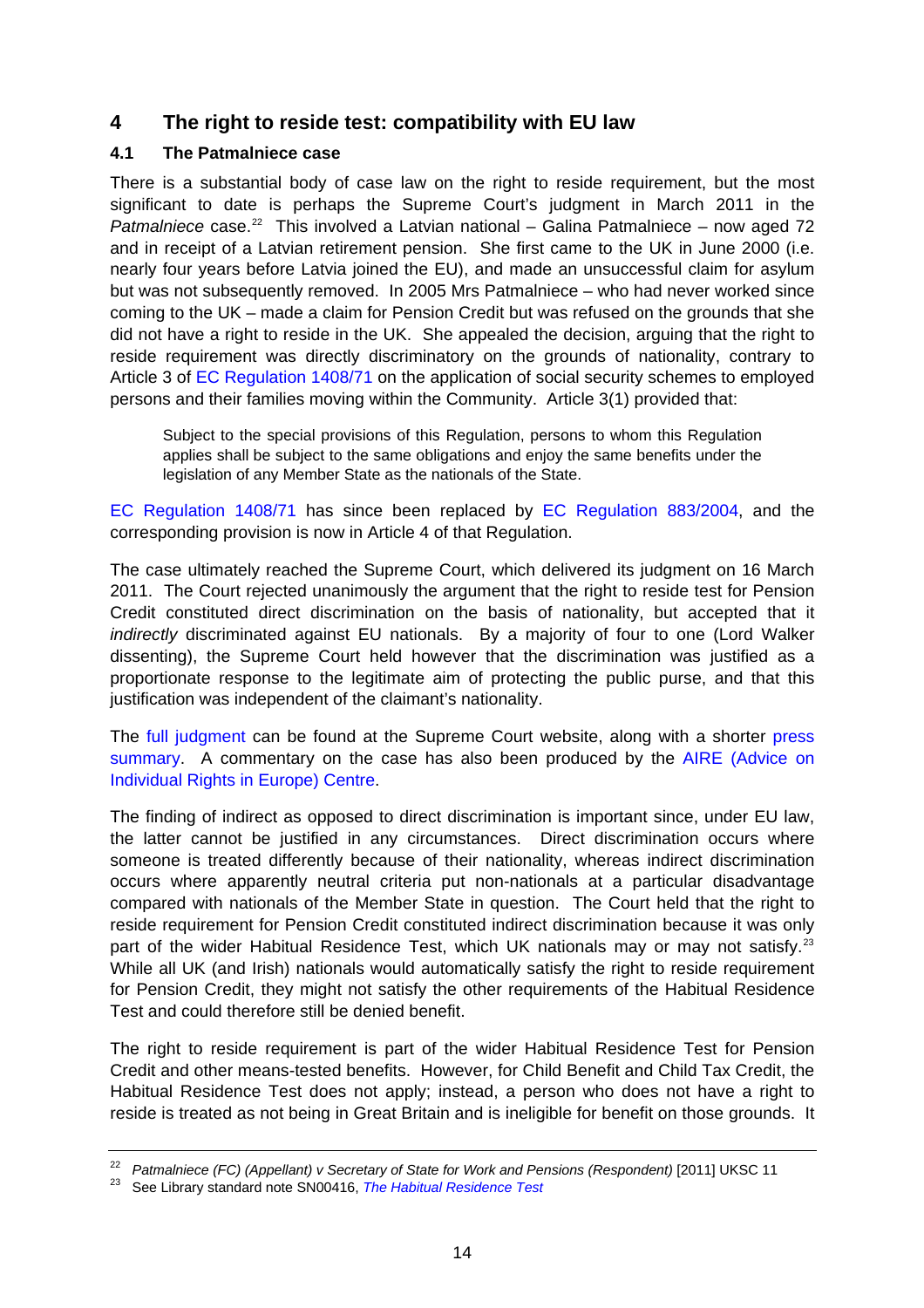## 4 The right to reside test: compatibility with EU law

### 4.1 The Patmalniece case

There is a substantial body of case law on the right to reside requirement, but the most significant to date is perhaps the Supreme Court's judgment in March 2011 in the *Patmalniece* case.[22] This involved a Latvian national – Galina Patmalniece – now aged 72 and in receipt of a Latvian retirement pension. She first came to the UK in June 2000 (i.e. nearly four years before Latvia joined the EU), and made an unsuccessful claim for asylum but was not subsequently removed. In 2005 Mrs Patmalniece – who had never worked since coming to the UK – made a claim for Pension Credit but was refused on the grounds that she did not have a right to reside in the UK. She appealed the decision, arguing that the right to reside requirement was directly discriminatory on the grounds of nationality, contrary to Article 3 of EC Regulation 1408/71 on the application of social security schemes to employed persons and their families moving within the Community. Article 3(1) provided that:

> Subject to the special provisions of this Regulation, persons to whom this Regulation applies shall be subject to the same obligations and enjoy the same benefits under the legislation of any Member State as the nationals of the State.

EC Regulation 1408/71 has since been replaced by EC Regulation 883/2004, and the corresponding provision is now in Article 4 of that Regulation.

The case ultimately reached the Supreme Court, which delivered its judgment on 16 March 2011. The Court rejected unanimously the argument that the right to reside test for Pension Credit constituted direct discrimination on the basis of nationality, but accepted that it *indirectly* discriminated against EU nationals. By a majority of four to one (Lord Walker dissenting), the Supreme Court held however that the discrimination was justified as a proportionate response to the legitimate aim of protecting the public purse, and that this justification was independent of the claimant's nationality.

The full judgment can be found at the Supreme Court website, along with a shorter press summary. A commentary on the case has also been produced by the AIRE (Advice on Individual Rights in Europe) Centre.

The finding of indirect as opposed to direct discrimination is important since, under EU law, the latter cannot be justified in any circumstances. Direct discrimination occurs where someone is treated differently because of their nationality, whereas indirect discrimination occurs where apparently neutral criteria put non-nationals at a particular disadvantage compared with nationals of the Member State in question. The Court held that the right to reside requirement for Pension Credit constituted indirect discrimination because it was only part of the wider Habitual Residence Test, which UK nationals may or may not satisfy.[23] While all UK (and Irish) nationals would automatically satisfy the right to reside requirement for Pension Credit, they might not satisfy the other requirements of the Habitual Residence Test and could therefore still be denied benefit.

The right to reside requirement is part of the wider Habitual Residence Test for Pension Credit and other means-tested benefits. However, for Child Benefit and Child Tax Credit, the Habitual Residence Test does not apply; instead, a person who does not have a right to reside is treated as not being in Great Britain and is ineligible for benefit on those grounds. It

---

[22] *Patmalniece (FC) (Appellant) v Secretary of State for Work and Pensions (Respondent)* [2011] UKSC 11

[23] See Library standard note SN00416, *The Habitual Residence Test*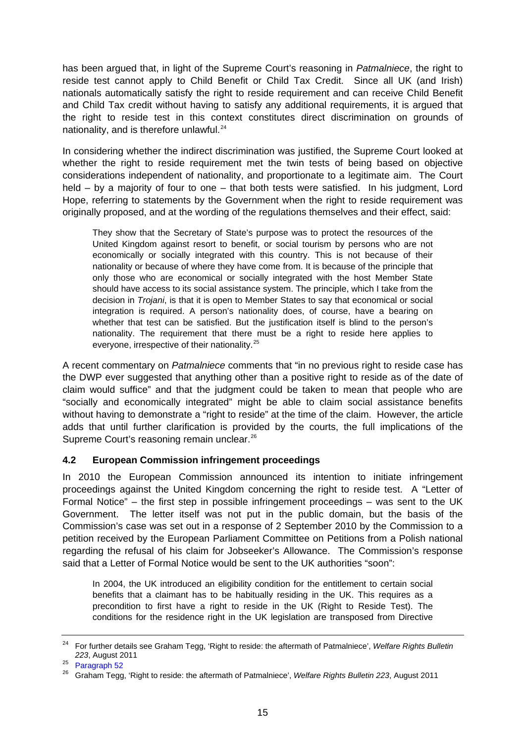has been argued that, in light of the Supreme Court's reasoning in *Patmalniece*, the right to reside test cannot apply to Child Benefit or Child Tax Credit. Since all UK (and Irish) nationals automatically satisfy the right to reside requirement and can receive Child Benefit and Child Tax credit without having to satisfy any additional requirements, it is argued that the right to reside test in this context constitutes direct discrimination on grounds of nationality, and is therefore unlawful.[24]

In considering whether the indirect discrimination was justified, the Supreme Court looked at whether the right to reside requirement met the twin tests of being based on objective considerations independent of nationality, and proportionate to a legitimate aim. The Court held – by a majority of four to one – that both tests were satisfied. In his judgment, Lord Hope, referring to statements by the Government when the right to reside requirement was originally proposed, and at the wording of the regulations themselves and their effect, said:

> They show that the Secretary of State's purpose was to protect the resources of the United Kingdom against resort to benefit, or social tourism by persons who are not economically or socially integrated with this country. This is not because of their nationality or because of where they have come from. It is because of the principle that only those who are economical or socially integrated with the host Member State should have access to its social assistance system. The principle, which I take from the decision in *Trojani*, is that it is open to Member States to say that economical or social integration is required. A person's nationality does, of course, have a bearing on whether that test can be satisfied. But the justification itself is blind to the person's nationality. The requirement that there must be a right to reside here applies to everyone, irrespective of their nationality.[25]

A recent commentary on *Patmalniece* comments that "in no previous right to reside case has the DWP ever suggested that anything other than a positive right to reside as of the date of claim would suffice" and that the judgment could be taken to mean that people who are "socially and economically integrated" might be able to claim social assistance benefits without having to demonstrate a "right to reside" at the time of the claim. However, the article adds that until further clarification is provided by the courts, the full implications of the Supreme Court's reasoning remain unclear.[26]

## 4.2 European Commission infringement proceedings

In 2010 the European Commission announced its intention to initiate infringement proceedings against the United Kingdom concerning the right to reside test. A "Letter of Formal Notice" – the first step in possible infringement proceedings – was sent to the UK Government. The letter itself was not put in the public domain, but the basis of the Commission's case was set out in a response of 2 September 2010 by the Commission to a petition received by the European Parliament Committee on Petitions from a Polish national regarding the refusal of his claim for Jobseeker's Allowance. The Commission's response said that a Letter of Formal Notice would be sent to the UK authorities "soon":

> In 2004, the UK introduced an eligibility condition for the entitlement to certain social benefits that a claimant has to be habitually residing in the UK. This requires as a precondition to first have a right to reside in the UK (Right to Reside Test). The conditions for the residence right in the UK legislation are transposed from Directive

---

[24] For further details see Graham Tegg, 'Right to reside: the aftermath of Patmalniece', *Welfare Rights Bulletin 223*, August 2011

[25] Paragraph 52

[26] Graham Tegg, 'Right to reside: the aftermath of Patmalniece', *Welfare Rights Bulletin 223*, August 2011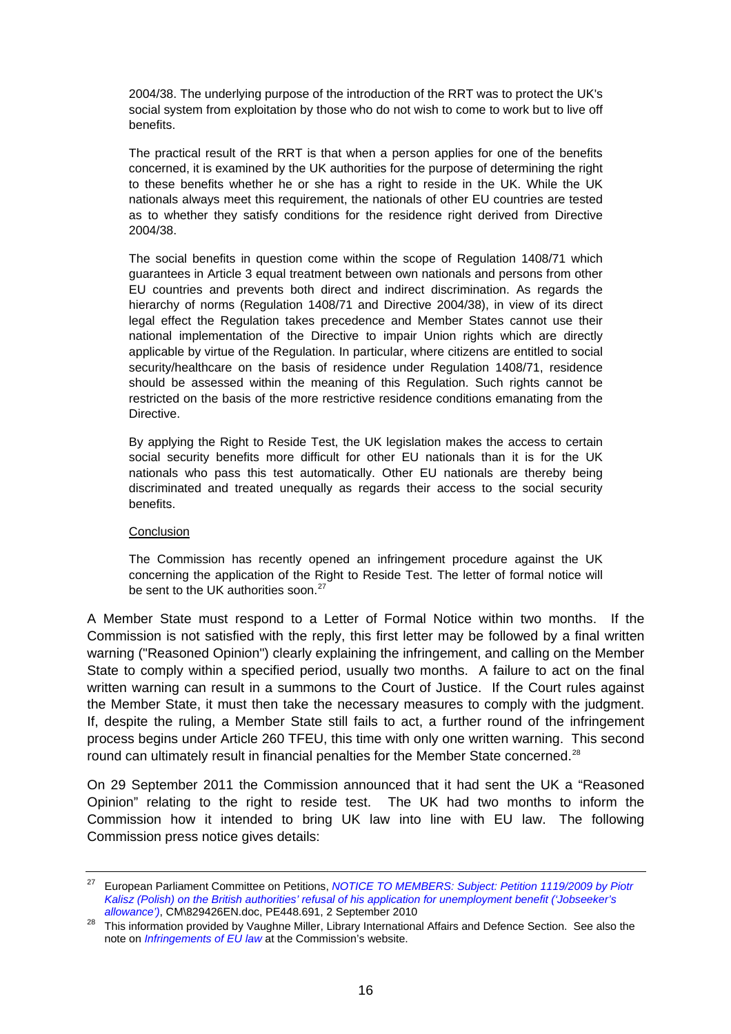> 2004/38. The underlying purpose of the introduction of the RRT was to protect the UK's social system from exploitation by those who do not wish to come to work but to live off benefits.
>
> The practical result of the RRT is that when a person applies for one of the benefits concerned, it is examined by the UK authorities for the purpose of determining the right to these benefits whether he or she has a right to reside in the UK. While the UK nationals always meet this requirement, the nationals of other EU countries are tested as to whether they satisfy conditions for the residence right derived from Directive 2004/38.
>
> The social benefits in question come within the scope of Regulation 1408/71 which guarantees in Article 3 equal treatment between own nationals and persons from other EU countries and prevents both direct and indirect discrimination. As regards the hierarchy of norms (Regulation 1408/71 and Directive 2004/38), in view of its direct legal effect the Regulation takes precedence and Member States cannot use their national implementation of the Directive to impair Union rights which are directly applicable by virtue of the Regulation. In particular, where citizens are entitled to social security/healthcare on the basis of residence under Regulation 1408/71, residence should be assessed within the meaning of this Regulation. Such rights cannot be restricted on the basis of the more restrictive residence conditions emanating from the Directive.
>
> By applying the Right to Reside Test, the UK legislation makes the access to certain social security benefits more difficult for other EU nationals than it is for the UK nationals who pass this test automatically. Other EU nationals are thereby being discriminated and treated unequally as regards their access to the social security benefits.
>
> Conclusion
>
> The Commission has recently opened an infringement procedure against the UK concerning the application of the Right to Reside Test. The letter of formal notice will be sent to the UK authorities soon.[27]

A Member State must respond to a Letter of Formal Notice within two months. If the Commission is not satisfied with the reply, this first letter may be followed by a final written warning ("Reasoned Opinion") clearly explaining the infringement, and calling on the Member State to comply within a specified period, usually two months. A failure to act on the final written warning can result in a summons to the Court of Justice. If the Court rules against the Member State, it must then take the necessary measures to comply with the judgment. If, despite the ruling, a Member State still fails to act, a further round of the infringement process begins under Article 260 TFEU, this time with only one written warning. This second round can ultimately result in financial penalties for the Member State concerned.[28]

On 29 September 2011 the Commission announced that it had sent the UK a "Reasoned Opinion" relating to the right to reside test. The UK had two months to inform the Commission how it intended to bring UK law into line with EU law. The following Commission press notice gives details:

---

[27] European Parliament Committee on Petitions, *NOTICE TO MEMBERS: Subject: Petition 1119/2009 by Piotr Kalisz (Polish) on the British authorities' refusal of his application for unemployment benefit ('Jobseeker's allowance')*, CM\829426EN.doc, PE448.691, 2 September 2010

[28] This information provided by Vaughne Miller, Library International Affairs and Defence Section. See also the note on *Infringements of EU law* at the Commission's website.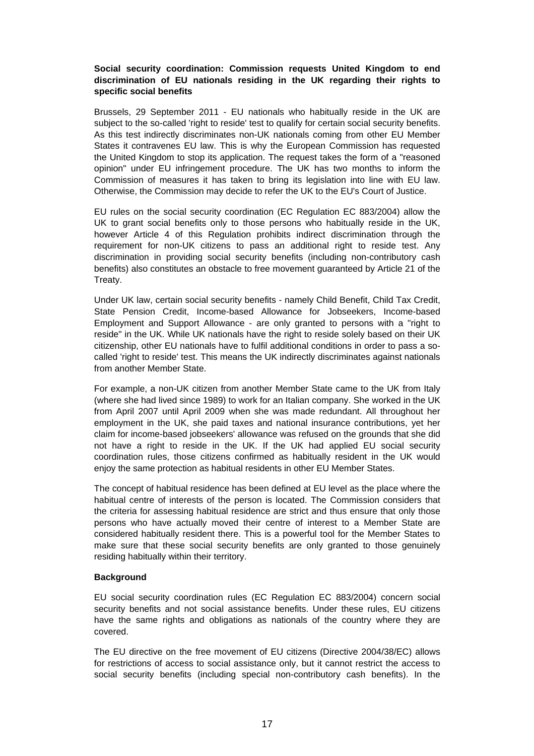**Social security coordination: Commission requests United Kingdom to end discrimination of EU nationals residing in the UK regarding their rights to specific social benefits**

Brussels, 29 September 2011 - EU nationals who habitually reside in the UK are subject to the so-called 'right to reside' test to qualify for certain social security benefits. As this test indirectly discriminates non-UK nationals coming from other EU Member States it contravenes EU law. This is why the European Commission has requested the United Kingdom to stop its application. The request takes the form of a "reasoned opinion" under EU infringement procedure. The UK has two months to inform the Commission of measures it has taken to bring its legislation into line with EU law. Otherwise, the Commission may decide to refer the UK to the EU's Court of Justice.

EU rules on the social security coordination (EC Regulation EC 883/2004) allow the UK to grant social benefits only to those persons who habitually reside in the UK, however Article 4 of this Regulation prohibits indirect discrimination through the requirement for non-UK citizens to pass an additional right to reside test. Any discrimination in providing social security benefits (including non-contributory cash benefits) also constitutes an obstacle to free movement guaranteed by Article 21 of the Treaty.

Under UK law, certain social security benefits - namely Child Benefit, Child Tax Credit, State Pension Credit, Income-based Allowance for Jobseekers, Income-based Employment and Support Allowance - are only granted to persons with a "right to reside" in the UK. While UK nationals have the right to reside solely based on their UK citizenship, other EU nationals have to fulfil additional conditions in order to pass a so-called 'right to reside' test. This means the UK indirectly discriminates against nationals from another Member State.

For example, a non-UK citizen from another Member State came to the UK from Italy (where she had lived since 1989) to work for an Italian company. She worked in the UK from April 2007 until April 2009 when she was made redundant. All throughout her employment in the UK, she paid taxes and national insurance contributions, yet her claim for income-based jobseekers' allowance was refused on the grounds that she did not have a right to reside in the UK. If the UK had applied EU social security coordination rules, those citizens confirmed as habitually resident in the UK would enjoy the same protection as habitual residents in other EU Member States.

The concept of habitual residence has been defined at EU level as the place where the habitual centre of interests of the person is located. The Commission considers that the criteria for assessing habitual residence are strict and thus ensure that only those persons who have actually moved their centre of interest to a Member State are considered habitually resident there. This is a powerful tool for the Member States to make sure that these social security benefits are only granted to those genuinely residing habitually within their territory.

**Background**

EU social security coordination rules (EC Regulation EC 883/2004) concern social security benefits and not social assistance benefits. Under these rules, EU citizens have the same rights and obligations as nationals of the country where they are covered.

The EU directive on the free movement of EU citizens (Directive 2004/38/EC) allows for restrictions of access to social assistance only, but it cannot restrict the access to social security benefits (including special non-contributory cash benefits). In the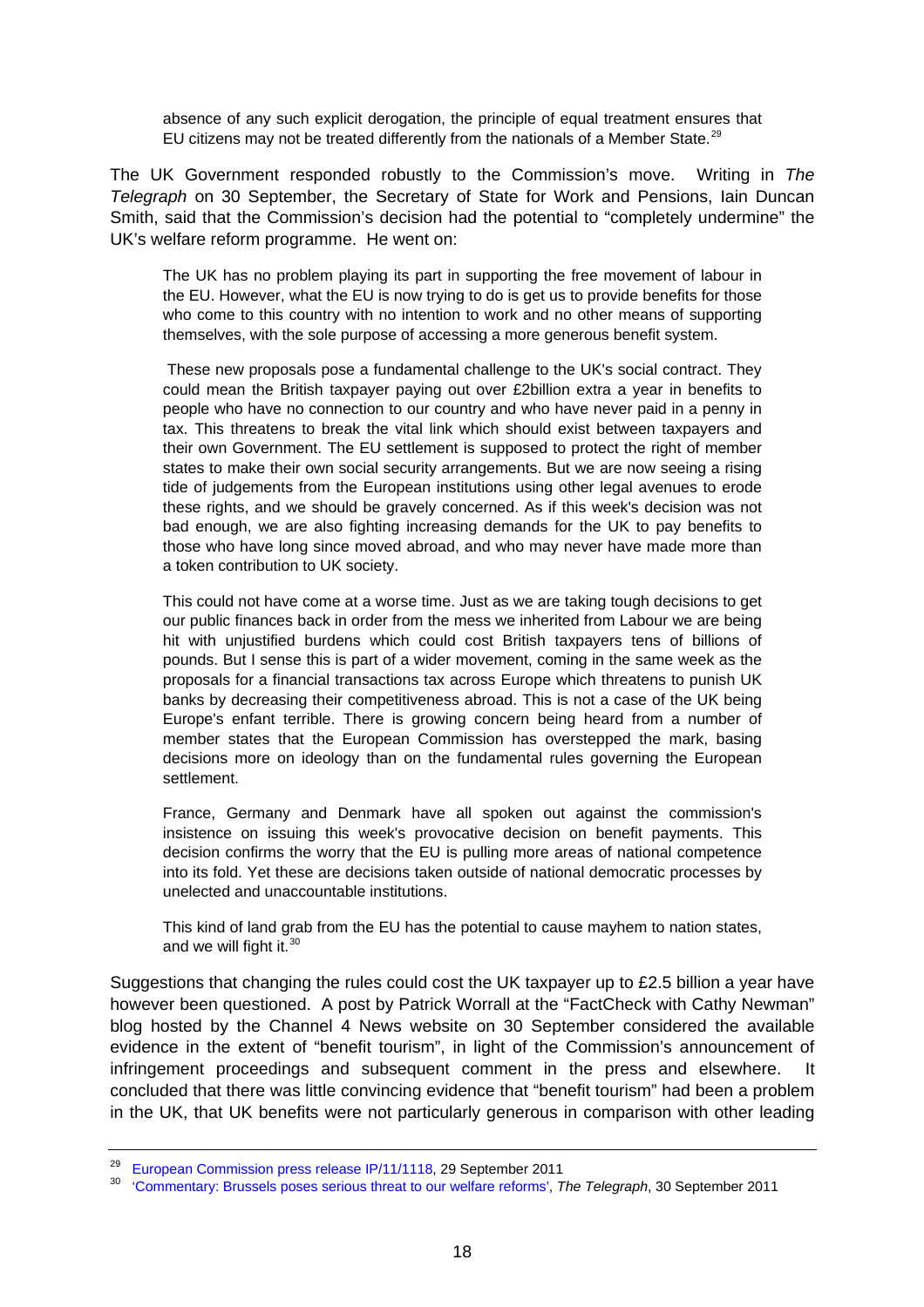absence of any such explicit derogation, the principle of equal treatment ensures that EU citizens may not be treated differently from the nationals of a Member State.[29]

The UK Government responded robustly to the Commission's move. Writing in *The Telegraph* on 30 September, the Secretary of State for Work and Pensions, Iain Duncan Smith, said that the Commission's decision had the potential to "completely undermine" the UK's welfare reform programme. He went on:

> The UK has no problem playing its part in supporting the free movement of labour in the EU. However, what the EU is now trying to do is get us to provide benefits for those who come to this country with no intention to work and no other means of supporting themselves, with the sole purpose of accessing a more generous benefit system.
>
> These new proposals pose a fundamental challenge to the UK's social contract. They could mean the British taxpayer paying out over £2billion extra a year in benefits to people who have no connection to our country and who have never paid in a penny in tax. This threatens to break the vital link which should exist between taxpayers and their own Government. The EU settlement is supposed to protect the right of member states to make their own social security arrangements. But we are now seeing a rising tide of judgements from the European institutions using other legal avenues to erode these rights, and we should be gravely concerned. As if this week's decision was not bad enough, we are also fighting increasing demands for the UK to pay benefits to those who have long since moved abroad, and who may never have made more than a token contribution to UK society.
>
> This could not have come at a worse time. Just as we are taking tough decisions to get our public finances back in order from the mess we inherited from Labour we are being hit with unjustified burdens which could cost British taxpayers tens of billions of pounds. But I sense this is part of a wider movement, coming in the same week as the proposals for a financial transactions tax across Europe which threatens to punish UK banks by decreasing their competitiveness abroad. This is not a case of the UK being Europe's enfant terrible. There is growing concern being heard from a number of member states that the European Commission has overstepped the mark, basing decisions more on ideology than on the fundamental rules governing the European settlement.
>
> France, Germany and Denmark have all spoken out against the commission's insistence on issuing this week's provocative decision on benefit payments. This decision confirms the worry that the EU is pulling more areas of national competence into its fold. Yet these are decisions taken outside of national democratic processes by unelected and unaccountable institutions.
>
> This kind of land grab from the EU has the potential to cause mayhem to nation states, and we will fight it.[30]

Suggestions that changing the rules could cost the UK taxpayer up to £2.5 billion a year have however been questioned. A post by Patrick Worrall at the "FactCheck with Cathy Newman" blog hosted by the Channel 4 News website on 30 September considered the available evidence in the extent of "benefit tourism", in light of the Commission's announcement of infringement proceedings and subsequent comment in the press and elsewhere. It concluded that there was little convincing evidence that "benefit tourism" had been a problem in the UK, that UK benefits were not particularly generous in comparison with other leading

---

[29] European Commission press release IP/11/1118, 29 September 2011

[30] 'Commentary: Brussels poses serious threat to our welfare reforms', *The Telegraph*, 30 September 2011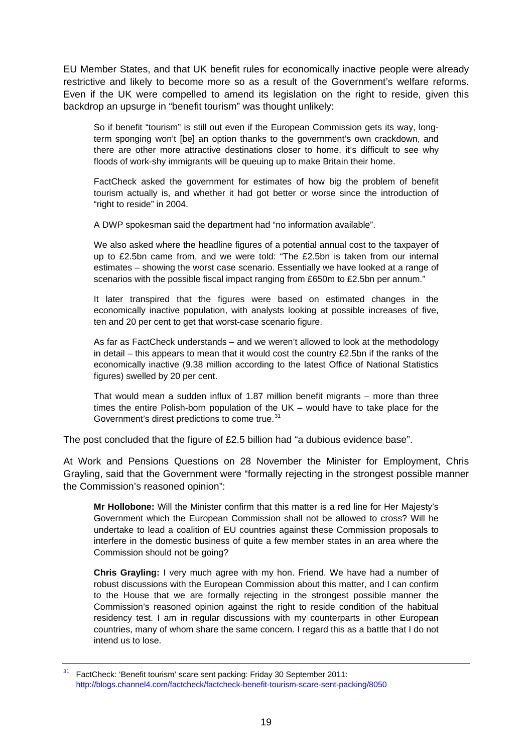EU Member States, and that UK benefit rules for economically inactive people were already restrictive and likely to become more so as a result of the Government's welfare reforms. Even if the UK were compelled to amend its legislation on the right to reside, given this backdrop an upsurge in "benefit tourism" was thought unlikely:

> So if benefit "tourism" is still out even if the European Commission gets its way, long-term sponging won't [be] an option thanks to the government's own crackdown, and there are other more attractive destinations closer to home, it's difficult to see why floods of work-shy immigrants will be queuing up to make Britain their home.
>
> FactCheck asked the government for estimates of how big the problem of benefit tourism actually is, and whether it had got better or worse since the introduction of "right to reside" in 2004.
>
> A DWP spokesman said the department had "no information available".
>
> We also asked where the headline figures of a potential annual cost to the taxpayer of up to £2.5bn came from, and we were told: "The £2.5bn is taken from our internal estimates – showing the worst case scenario. Essentially we have looked at a range of scenarios with the possible fiscal impact ranging from £650m to £2.5bn per annum."
>
> It later transpired that the figures were based on estimated changes in the economically inactive population, with analysts looking at possible increases of five, ten and 20 per cent to get that worst-case scenario figure.
>
> As far as FactCheck understands – and we weren't allowed to look at the methodology in detail – this appears to mean that it would cost the country £2.5bn if the ranks of the economically inactive (9.38 million according to the latest Office of National Statistics figures) swelled by 20 per cent.
>
> That would mean a sudden influx of 1.87 million benefit migrants – more than three times the entire Polish-born population of the UK – would have to take place for the Government's direst predictions to come true.[31]

The post concluded that the figure of £2.5 billion had "a dubious evidence base".

At Work and Pensions Questions on 28 November the Minister for Employment, Chris Grayling, said that the Government were "formally rejecting in the strongest possible manner the Commission's reasoned opinion":

> **Mr Hollobone:** Will the Minister confirm that this matter is a red line for Her Majesty's Government which the European Commission shall not be allowed to cross? Will he undertake to lead a coalition of EU countries against these Commission proposals to interfere in the domestic business of quite a few member states in an area where the Commission should not be going?
>
> **Chris Grayling:** I very much agree with my hon. Friend. We have had a number of robust discussions with the European Commission about this matter, and I can confirm to the House that we are formally rejecting in the strongest possible manner the Commission's reasoned opinion against the right to reside condition of the habitual residency test. I am in regular discussions with my counterparts in other European countries, many of whom share the same concern. I regard this as a battle that I do not intend us to lose.

---

[31] FactCheck: 'Benefit tourism' scare sent packing: Friday 30 September 2011: http://blogs.channel4.com/factcheck/factcheck-benefit-tourism-scare-sent-packing/8050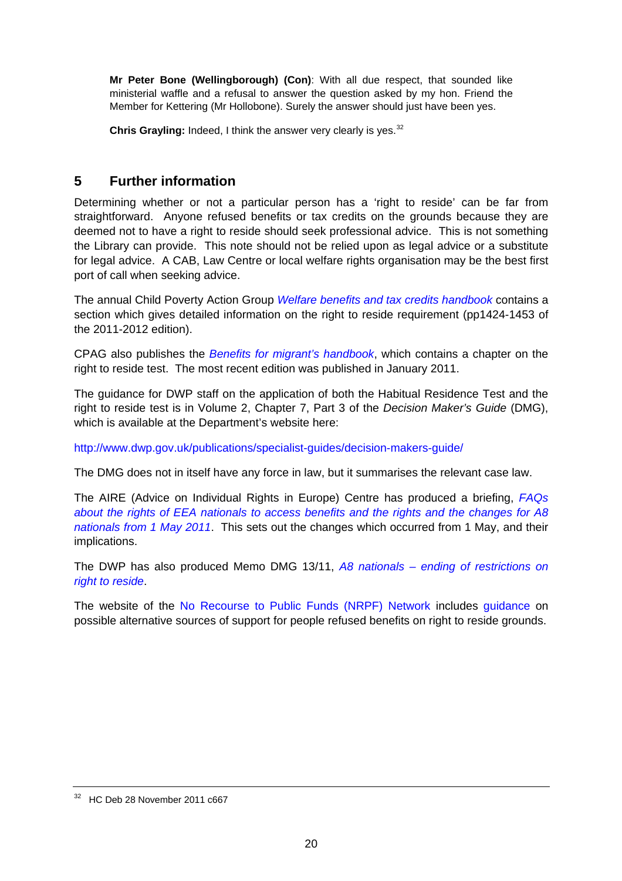**Mr Peter Bone (Wellingborough) (Con)**: With all due respect, that sounded like ministerial waffle and a refusal to answer the question asked by my hon. Friend the Member for Kettering (Mr Hollobone). Surely the answer should just have been yes.

**Chris Grayling:** Indeed, I think the answer very clearly is yes.[32]

## 5 Further information

Determining whether or not a particular person has a 'right to reside' can be far from straightforward. Anyone refused benefits or tax credits on the grounds because they are deemed not to have a right to reside should seek professional advice. This is not something the Library can provide. This note should not be relied upon as legal advice or a substitute for legal advice. A CAB, Law Centre or local welfare rights organisation may be the best first port of call when seeking advice.

The annual Child Poverty Action Group *Welfare benefits and tax credits handbook* contains a section which gives detailed information on the right to reside requirement (pp1424-1453 of the 2011-2012 edition).

CPAG also publishes the *Benefits for migrant's handbook*, which contains a chapter on the right to reside test. The most recent edition was published in January 2011.

The guidance for DWP staff on the application of both the Habitual Residence Test and the right to reside test is in Volume 2, Chapter 7, Part 3 of the *Decision Maker's Guide* (DMG), which is available at the Department's website here:

http://www.dwp.gov.uk/publications/specialist-guides/decision-makers-guide/

The DMG does not in itself have any force in law, but it summarises the relevant case law.

The AIRE (Advice on Individual Rights in Europe) Centre has produced a briefing, *FAQs about the rights of EEA nationals to access benefits and the rights and the changes for A8 nationals from 1 May 2011*. This sets out the changes which occurred from 1 May, and their implications.

The DWP has also produced Memo DMG 13/11, *A8 nationals – ending of restrictions on right to reside*.

The website of the No Recourse to Public Funds (NRPF) Network includes guidance on possible alternative sources of support for people refused benefits on right to reside grounds.

---

[32] HC Deb 28 November 2011 c667